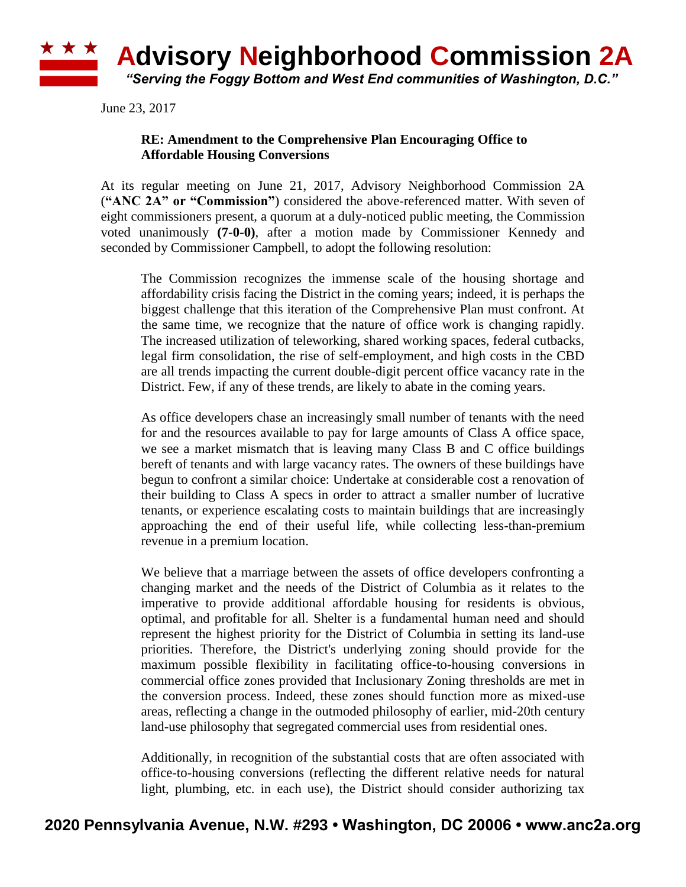# Advisory Neighborhood Commission 2A

*"Serving the Foggy Bottom and West End communities of Washington, D.C."*

June 23, 2017

**RE: Amendment to the Comprehensive Plan Encouraging Office to Affordable Housing Conversions**

At its regular meeting on June 21, 2017, Advisory Neighborhood Commission 2A (**"ANC 2A" or "Commission"**) considered the above-referenced matter. With seven of eight commissioners present, a quorum at a duly-noticed public meeting, the Commission voted unanimously **(7-0-0)**, after a motion made by Commissioner Kennedy and seconded by Commissioner Campbell, to adopt the following resolution:

> The Commission recognizes the immense scale of the housing shortage and affordability crisis facing the District in the coming years; indeed, it is perhaps the biggest challenge that this iteration of the Comprehensive Plan must confront. At the same time, we recognize that the nature of office work is changing rapidly. The increased utilization of teleworking, shared working spaces, federal cutbacks, legal firm consolidation, the rise of self-employment, and high costs in the CBD are all trends impacting the current double-digit percent office vacancy rate in the District. Few, if any of these trends, are likely to abate in the coming years.
>
> As office developers chase an increasingly small number of tenants with the need for and the resources available to pay for large amounts of Class A office space, we see a market mismatch that is leaving many Class B and C office buildings bereft of tenants and with large vacancy rates. The owners of these buildings have begun to confront a similar choice: Undertake at considerable cost a renovation of their building to Class A specs in order to attract a smaller number of lucrative tenants, or experience escalating costs to maintain buildings that are increasingly approaching the end of their useful life, while collecting less-than-premium revenue in a premium location.
>
> We believe that a marriage between the assets of office developers confronting a changing market and the needs of the District of Columbia as it relates to the imperative to provide additional affordable housing for residents is obvious, optimal, and profitable for all. Shelter is a fundamental human need and should represent the highest priority for the District of Columbia in setting its land-use priorities. Therefore, the District's underlying zoning should provide for the maximum possible flexibility in facilitating office-to-housing conversions in commercial office zones provided that Inclusionary Zoning thresholds are met in the conversion process. Indeed, these zones should function more as mixed-use areas, reflecting a change in the outmoded philosophy of earlier, mid-20th century land-use philosophy that segregated commercial uses from residential ones.
>
> Additionally, in recognition of the substantial costs that are often associated with office-to-housing conversions (reflecting the different relative needs for natural light, plumbing, etc. in each use), the District should consider authorizing tax

**2020 Pennsylvania Avenue, N.W. #293 • Washington, DC 20006 • www.anc2a.org**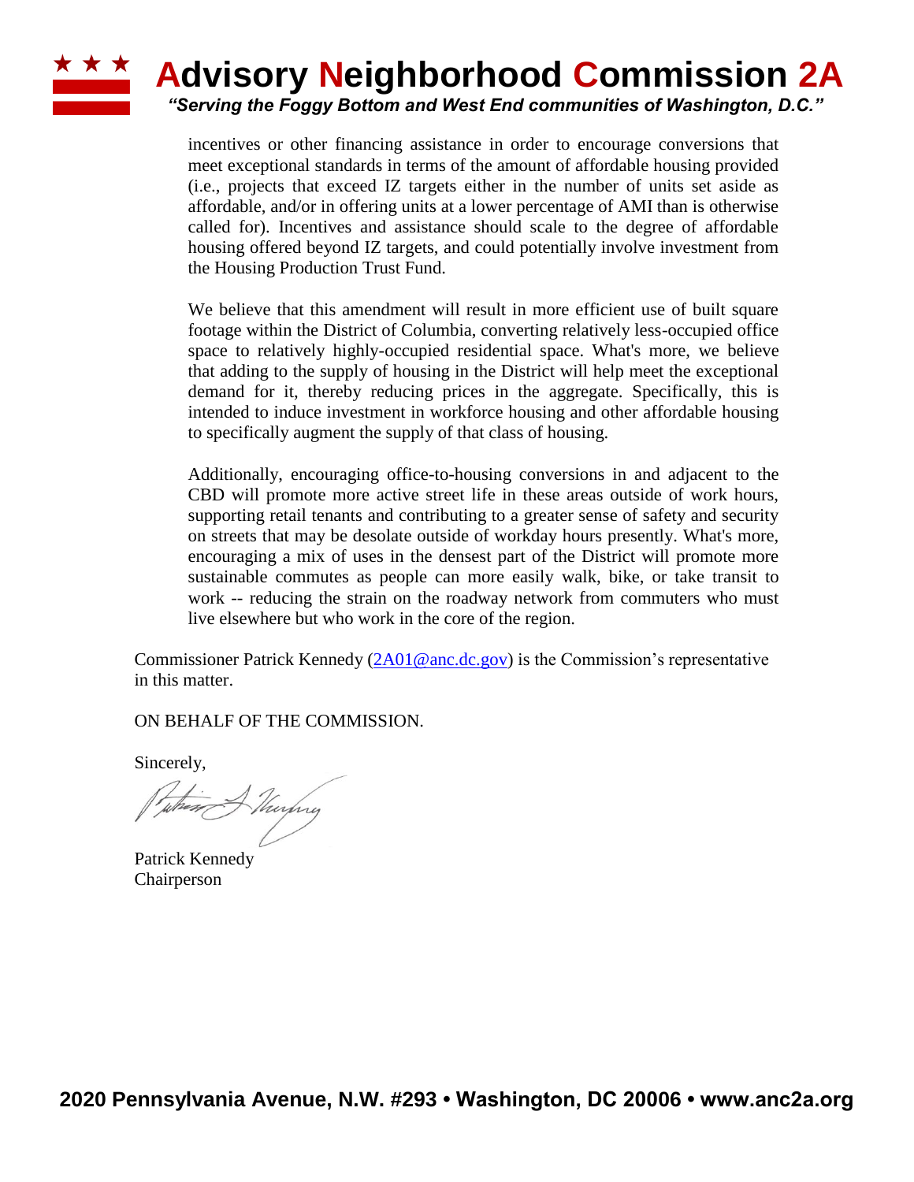incentives or other financing assistance in order to encourage conversions that meet exceptional standards in terms of the amount of affordable housing provided (i.e., projects that exceed IZ targets either in the number of units set aside as affordable, and/or in offering units at a lower percentage of AMI than is otherwise called for). Incentives and assistance should scale to the degree of affordable housing offered beyond IZ targets, and could potentially involve investment from the Housing Production Trust Fund.

We believe that this amendment will result in more efficient use of built square footage within the District of Columbia, converting relatively less-occupied office space to relatively highly-occupied residential space. What's more, we believe that adding to the supply of housing in the District will help meet the exceptional demand for it, thereby reducing prices in the aggregate. Specifically, this is intended to induce investment in workforce housing and other affordable housing to specifically augment the supply of that class of housing.

Additionally, encouraging office-to-housing conversions in and adjacent to the CBD will promote more active street life in these areas outside of work hours, supporting retail tenants and contributing to a greater sense of safety and security on streets that may be desolate outside of workday hours presently. What's more, encouraging a mix of uses in the densest part of the District will promote more sustainable commutes as people can more easily walk, bike, or take transit to work -- reducing the strain on the roadway network from commuters who must live elsewhere but who work in the core of the region.

Commissioner Patrick Kennedy (2A01@anc.dc.gov) is the Commission's representative in this matter.

ON BEHALF OF THE COMMISSION.

Sincerely,

Patrick Kennedy
Chairperson